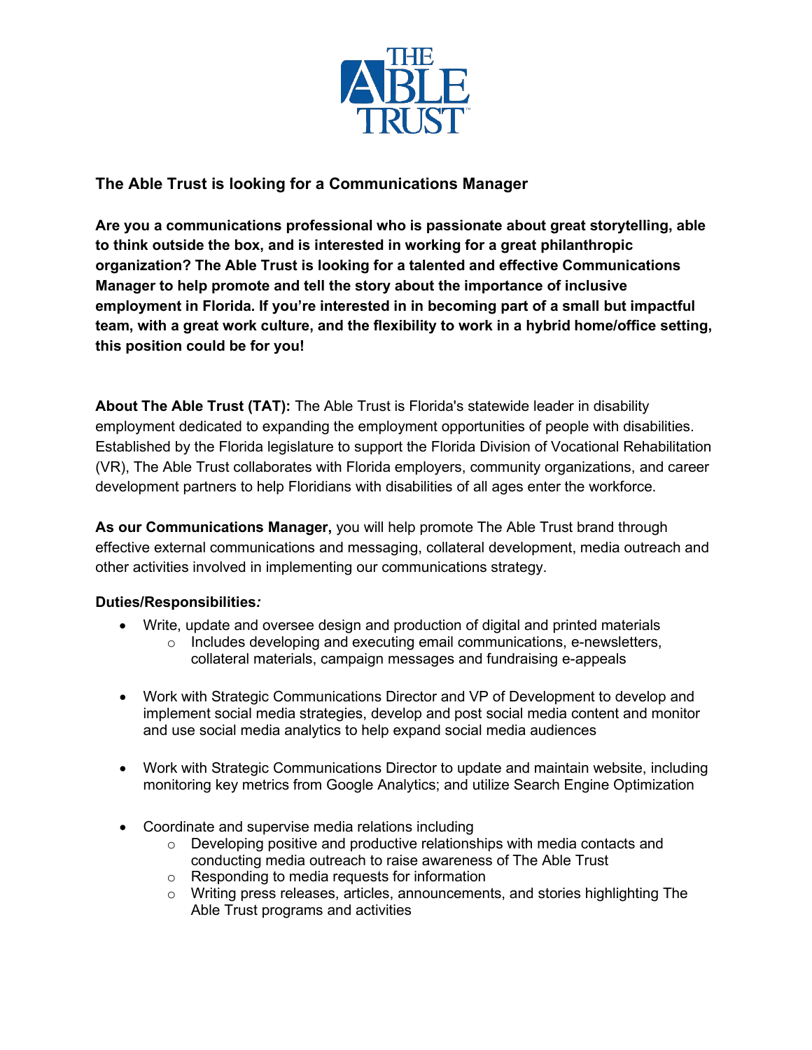# The Able Trust is looking for a Communications Manager

**Are you a communications professional who is passionate about great storytelling, able to think outside the box, and is interested in working for a great philanthropic organization? The Able Trust is looking for a talented and effective Communications Manager to help promote and tell the story about the importance of inclusive employment in Florida. If you're interested in in becoming part of a small but impactful team, with a great work culture, and the flexibility to work in a hybrid home/office setting, this position could be for you!**

**About The Able Trust (TAT):** The Able Trust is Florida's statewide leader in disability employment dedicated to expanding the employment opportunities of people with disabilities. Established by the Florida legislature to support the Florida Division of Vocational Rehabilitation (VR), The Able Trust collaborates with Florida employers, community organizations, and career development partners to help Floridians with disabilities of all ages enter the workforce.

**As our Communications Manager,** you will help promote The Able Trust brand through effective external communications and messaging, collateral development, media outreach and other activities involved in implementing our communications strategy.

**Duties/Responsibilities***:*

- Write, update and oversee design and production of digital and printed materials
  - Includes developing and executing email communications, e-newsletters, collateral materials, campaign messages and fundraising e-appeals
- Work with Strategic Communications Director and VP of Development to develop and implement social media strategies, develop and post social media content and monitor and use social media analytics to help expand social media audiences
- Work with Strategic Communications Director to update and maintain website, including monitoring key metrics from Google Analytics; and utilize Search Engine Optimization
- Coordinate and supervise media relations including
  - Developing positive and productive relationships with media contacts and conducting media outreach to raise awareness of The Able Trust
  - Responding to media requests for information
  - Writing press releases, articles, announcements, and stories highlighting The Able Trust programs and activities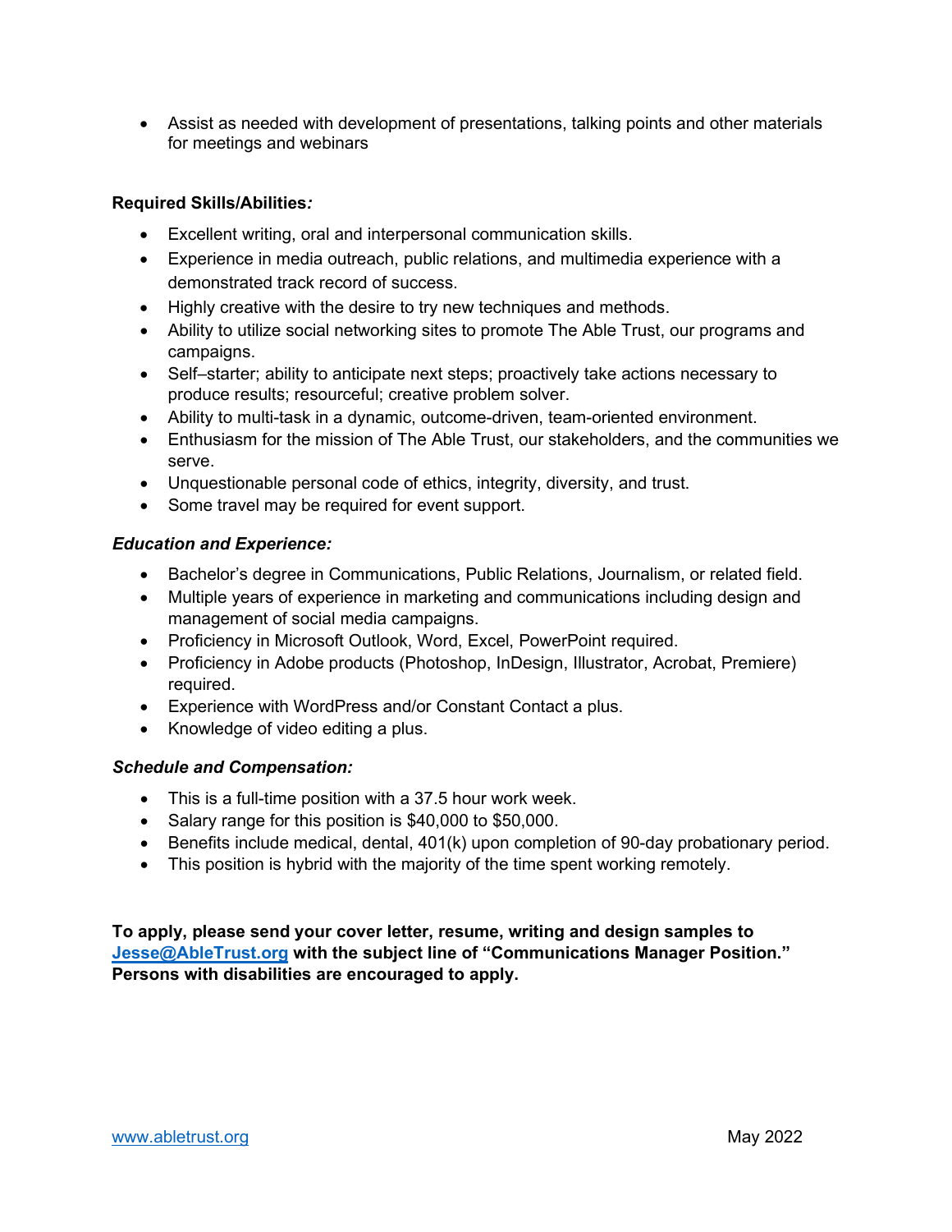- Assist as needed with development of presentations, talking points and other materials for meetings and webinars

**Required Skills/Abilities*:***

- Excellent writing, oral and interpersonal communication skills.
- Experience in media outreach, public relations, and multimedia experience with a demonstrated track record of success.
- Highly creative with the desire to try new techniques and methods.
- Ability to utilize social networking sites to promote The Able Trust, our programs and campaigns.
- Self–starter; ability to anticipate next steps; proactively take actions necessary to produce results; resourceful; creative problem solver.
- Ability to multi-task in a dynamic, outcome-driven, team-oriented environment.
- Enthusiasm for the mission of The Able Trust, our stakeholders, and the communities we serve.
- Unquestionable personal code of ethics, integrity, diversity, and trust.
- Some travel may be required for event support.

***Education and Experience:***

- Bachelor's degree in Communications, Public Relations, Journalism, or related field.
- Multiple years of experience in marketing and communications including design and management of social media campaigns.
- Proficiency in Microsoft Outlook, Word, Excel, PowerPoint required.
- Proficiency in Adobe products (Photoshop, InDesign, Illustrator, Acrobat, Premiere) required.
- Experience with WordPress and/or Constant Contact a plus.
- Knowledge of video editing a plus.

***Schedule and Compensation:***

- This is a full-time position with a 37.5 hour work week.
- Salary range for this position is $40,000 to $50,000.
- Benefits include medical, dental, 401(k) upon completion of 90-day probationary period.
- This position is hybrid with the majority of the time spent working remotely.

**To apply, please send your cover letter, resume, writing and design samples to [Jesse@AbleTrust.org](mailto:Jesse@AbleTrust.org) with the subject line of "Communications Manager Position." Persons with disabilities are encouraged to apply.**

www.abletrust.org May 2022